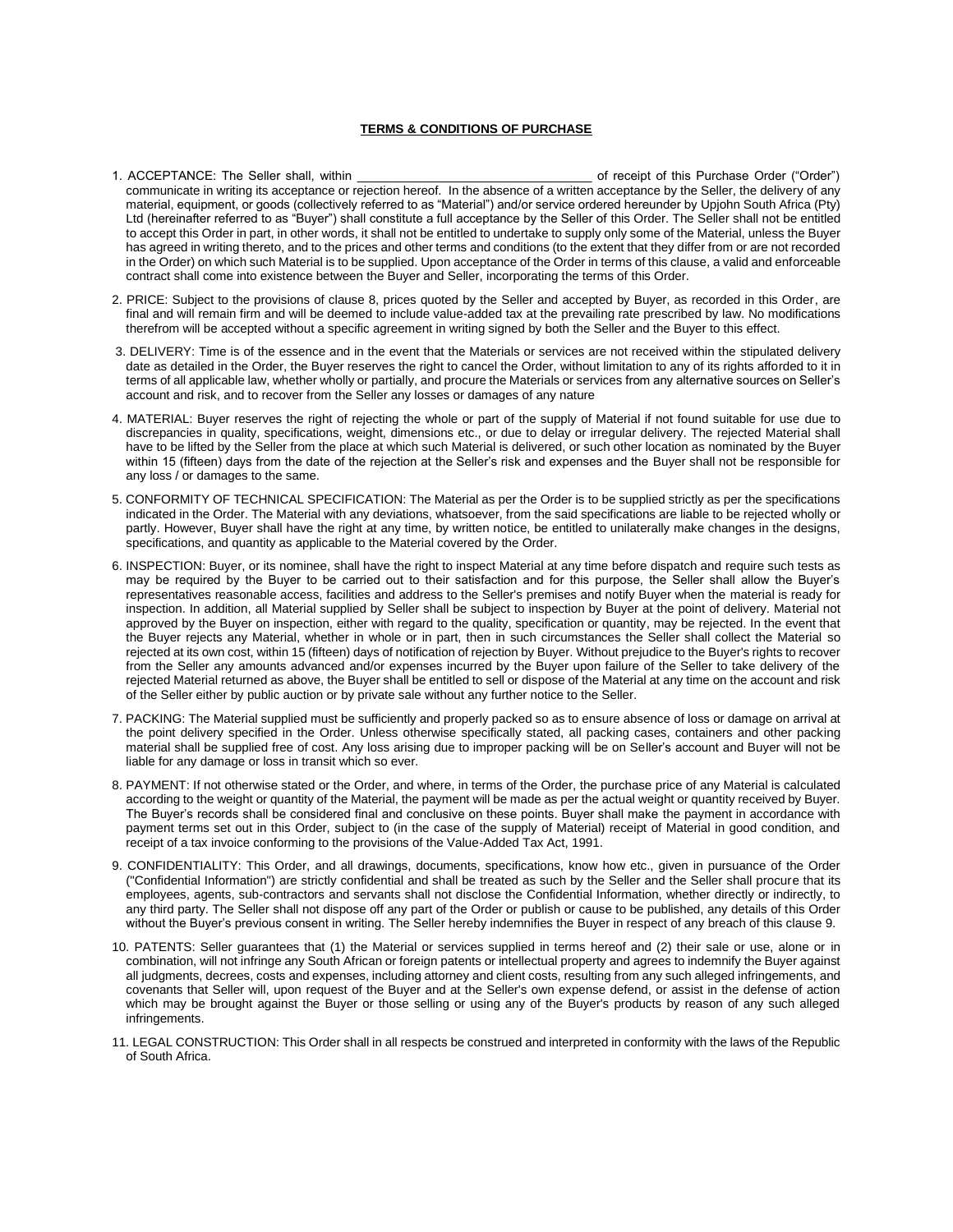**TERMS & CONDITIONS OF PURCHASE**

1. ACCEPTANCE: The Seller shall, within ________________________________ of receipt of this Purchase Order ("Order") communicate in writing its acceptance or rejection hereof. In the absence of a written acceptance by the Seller, the delivery of any material, equipment, or goods (collectively referred to as "Material") and/or service ordered hereunder by Upjohn South Africa (Pty) Ltd (hereinafter referred to as "Buyer") shall constitute a full acceptance by the Seller of this Order. The Seller shall not be entitled to accept this Order in part, in other words, it shall not be entitled to undertake to supply only some of the Material, unless the Buyer has agreed in writing thereto, and to the prices and other terms and conditions (to the extent that they differ from or are not recorded in the Order) on which such Material is to be supplied. Upon acceptance of the Order in terms of this clause, a valid and enforceable contract shall come into existence between the Buyer and Seller, incorporating the terms of this Order.

2. PRICE: Subject to the provisions of clause 8, prices quoted by the Seller and accepted by Buyer, as recorded in this Order, are final and will remain firm and will be deemed to include value-added tax at the prevailing rate prescribed by law. No modifications therefrom will be accepted without a specific agreement in writing signed by both the Seller and the Buyer to this effect.

3. DELIVERY: Time is of the essence and in the event that the Materials or services are not received within the stipulated delivery date as detailed in the Order, the Buyer reserves the right to cancel the Order, without limitation to any of its rights afforded to it in terms of all applicable law, whether wholly or partially, and procure the Materials or services from any alternative sources on Seller's account and risk, and to recover from the Seller any losses or damages of any nature

4. MATERIAL: Buyer reserves the right of rejecting the whole or part of the supply of Material if not found suitable for use due to discrepancies in quality, specifications, weight, dimensions etc., or due to delay or irregular delivery. The rejected Material shall have to be lifted by the Seller from the place at which such Material is delivered, or such other location as nominated by the Buyer within 15 (fifteen) days from the date of the rejection at the Seller's risk and expenses and the Buyer shall not be responsible for any loss / or damages to the same.

5. CONFORMITY OF TECHNICAL SPECIFICATION: The Material as per the Order is to be supplied strictly as per the specifications indicated in the Order. The Material with any deviations, whatsoever, from the said specifications are liable to be rejected wholly or partly. However, Buyer shall have the right at any time, by written notice, be entitled to unilaterally make changes in the designs, specifications, and quantity as applicable to the Material covered by the Order.

6. INSPECTION: Buyer, or its nominee, shall have the right to inspect Material at any time before dispatch and require such tests as may be required by the Buyer to be carried out to their satisfaction and for this purpose, the Seller shall allow the Buyer's representatives reasonable access, facilities and address to the Seller's premises and notify Buyer when the material is ready for inspection. In addition, all Material supplied by Seller shall be subject to inspection by Buyer at the point of delivery. Material not approved by the Buyer on inspection, either with regard to the quality, specification or quantity, may be rejected. In the event that the Buyer rejects any Material, whether in whole or in part, then in such circumstances the Seller shall collect the Material so rejected at its own cost, within 15 (fifteen) days of notification of rejection by Buyer. Without prejudice to the Buyer's rights to recover from the Seller any amounts advanced and/or expenses incurred by the Buyer upon failure of the Seller to take delivery of the rejected Material returned as above, the Buyer shall be entitled to sell or dispose of the Material at any time on the account and risk of the Seller either by public auction or by private sale without any further notice to the Seller.

7. PACKING: The Material supplied must be sufficiently and properly packed so as to ensure absence of loss or damage on arrival at the point delivery specified in the Order. Unless otherwise specifically stated, all packing cases, containers and other packing material shall be supplied free of cost. Any loss arising due to improper packing will be on Seller's account and Buyer will not be liable for any damage or loss in transit which so ever.

8. PAYMENT: If not otherwise stated or the Order, and where, in terms of the Order, the purchase price of any Material is calculated according to the weight or quantity of the Material, the payment will be made as per the actual weight or quantity received by Buyer. The Buyer's records shall be considered final and conclusive on these points. Buyer shall make the payment in accordance with payment terms set out in this Order, subject to (in the case of the supply of Material) receipt of Material in good condition, and receipt of a tax invoice conforming to the provisions of the Value-Added Tax Act, 1991.

9. CONFIDENTIALITY: This Order, and all drawings, documents, specifications, know how etc., given in pursuance of the Order ("Confidential Information") are strictly confidential and shall be treated as such by the Seller and the Seller shall procure that its employees, agents, sub-contractors and servants shall not disclose the Confidential Information, whether directly or indirectly, to any third party. The Seller shall not dispose off any part of the Order or publish or cause to be published, any details of this Order without the Buyer's previous consent in writing. The Seller hereby indemnifies the Buyer in respect of any breach of this clause 9.

10. PATENTS: Seller guarantees that (1) the Material or services supplied in terms hereof and (2) their sale or use, alone or in combination, will not infringe any South African or foreign patents or intellectual property and agrees to indemnify the Buyer against all judgments, decrees, costs and expenses, including attorney and client costs, resulting from any such alleged infringements, and covenants that Seller will, upon request of the Buyer and at the Seller's own expense defend, or assist in the defense of action which may be brought against the Buyer or those selling or using any of the Buyer's products by reason of any such alleged infringements.

11. LEGAL CONSTRUCTION: This Order shall in all respects be construed and interpreted in conformity with the laws of the Republic of South Africa.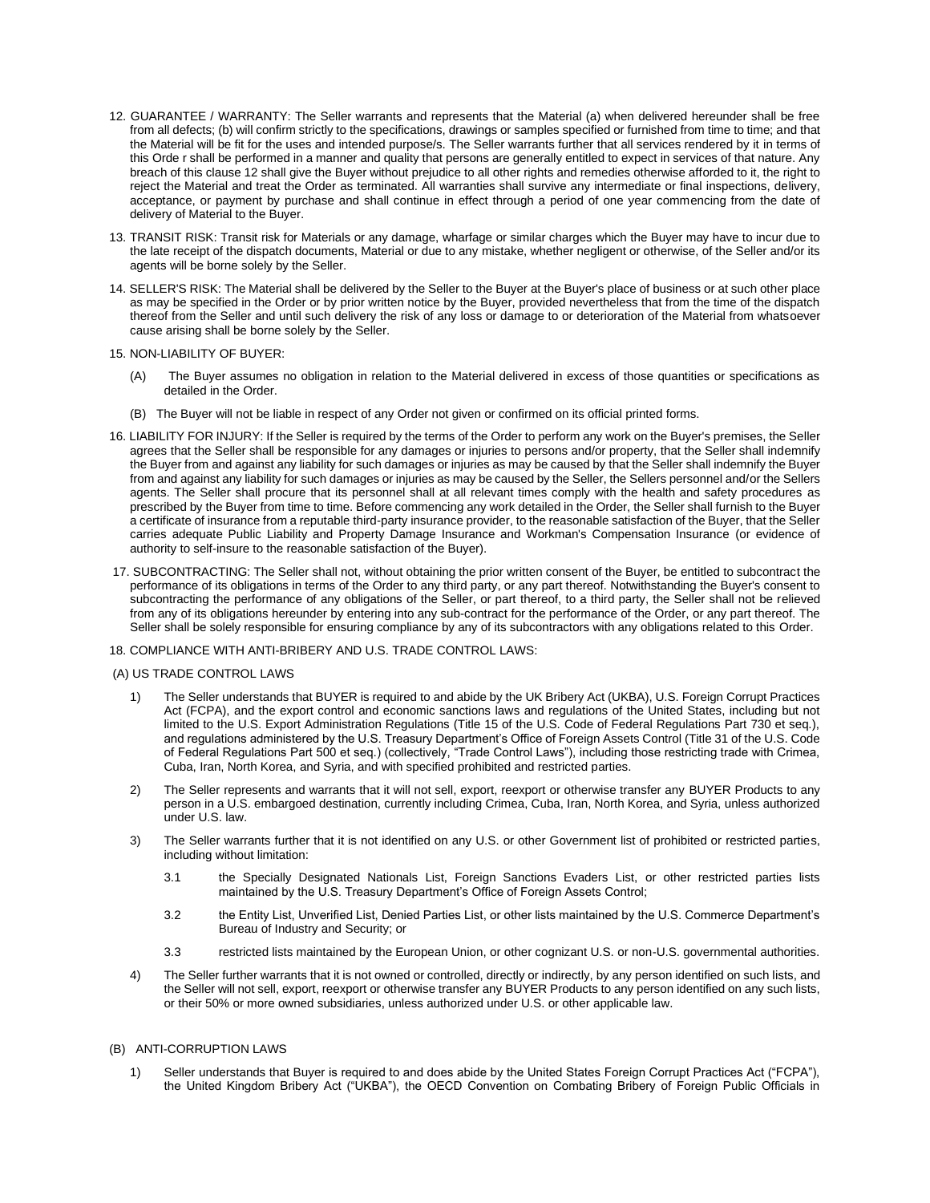12. GUARANTEE / WARRANTY: The Seller warrants and represents that the Material (a) when delivered hereunder shall be free from all defects; (b) will confirm strictly to the specifications, drawings or samples specified or furnished from time to time; and that the Material will be fit for the uses and intended purpose/s. The Seller warrants further that all services rendered by it in terms of this Orde r shall be performed in a manner and quality that persons are generally entitled to expect in services of that nature. Any breach of this clause 12 shall give the Buyer without prejudice to all other rights and remedies otherwise afforded to it, the right to reject the Material and treat the Order as terminated. All warranties shall survive any intermediate or final inspections, delivery, acceptance, or payment by purchase and shall continue in effect through a period of one year commencing from the date of delivery of Material to the Buyer.

13. TRANSIT RISK: Transit risk for Materials or any damage, wharfage or similar charges which the Buyer may have to incur due to the late receipt of the dispatch documents, Material or due to any mistake, whether negligent or otherwise, of the Seller and/or its agents will be borne solely by the Seller.

14. SELLER'S RISK: The Material shall be delivered by the Seller to the Buyer at the Buyer's place of business or at such other place as may be specified in the Order or by prior written notice by the Buyer, provided nevertheless that from the time of the dispatch thereof from the Seller and until such delivery the risk of any loss or damage to or deterioration of the Material from whatsoever cause arising shall be borne solely by the Seller.

15. NON-LIABILITY OF BUYER:

(A) The Buyer assumes no obligation in relation to the Material delivered in excess of those quantities or specifications as detailed in the Order.

(B) The Buyer will not be liable in respect of any Order not given or confirmed on its official printed forms.

16. LIABILITY FOR INJURY: If the Seller is required by the terms of the Order to perform any work on the Buyer's premises, the Seller agrees that the Seller shall be responsible for any damages or injuries to persons and/or property, that the Seller shall indemnify the Buyer from and against any liability for such damages or injuries as may be caused by that the Seller shall indemnify the Buyer from and against any liability for such damages or injuries as may be caused by the Seller, the Sellers personnel and/or the Sellers agents. The Seller shall procure that its personnel shall at all relevant times comply with the health and safety procedures as prescribed by the Buyer from time to time. Before commencing any work detailed in the Order, the Seller shall furnish to the Buyer a certificate of insurance from a reputable third-party insurance provider, to the reasonable satisfaction of the Buyer, that the Seller carries adequate Public Liability and Property Damage Insurance and Workman's Compensation Insurance (or evidence of authority to self-insure to the reasonable satisfaction of the Buyer).

17. SUBCONTRACTING: The Seller shall not, without obtaining the prior written consent of the Buyer, be entitled to subcontract the performance of its obligations in terms of the Order to any third party, or any part thereof. Notwithstanding the Buyer's consent to subcontracting the performance of any obligations of the Seller, or part thereof, to a third party, the Seller shall not be relieved from any of its obligations hereunder by entering into any sub-contract for the performance of the Order, or any part thereof. The Seller shall be solely responsible for ensuring compliance by any of its subcontractors with any obligations related to this Order.

18. COMPLIANCE WITH ANTI-BRIBERY AND U.S. TRADE CONTROL LAWS:

(A) US TRADE CONTROL LAWS

1) The Seller understands that BUYER is required to and abide by the UK Bribery Act (UKBA), U.S. Foreign Corrupt Practices Act (FCPA), and the export control and economic sanctions laws and regulations of the United States, including but not limited to the U.S. Export Administration Regulations (Title 15 of the U.S. Code of Federal Regulations Part 730 et seq.), and regulations administered by the U.S. Treasury Department's Office of Foreign Assets Control (Title 31 of the U.S. Code of Federal Regulations Part 500 et seq.) (collectively, "Trade Control Laws"), including those restricting trade with Crimea, Cuba, Iran, North Korea, and Syria, and with specified prohibited and restricted parties.

2) The Seller represents and warrants that it will not sell, export, reexport or otherwise transfer any BUYER Products to any person in a U.S. embargoed destination, currently including Crimea, Cuba, Iran, North Korea, and Syria, unless authorized under U.S. law.

3) The Seller warrants further that it is not identified on any U.S. or other Government list of prohibited or restricted parties, including without limitation:

   3.1 the Specially Designated Nationals List, Foreign Sanctions Evaders List, or other restricted parties lists maintained by the U.S. Treasury Department's Office of Foreign Assets Control;

   3.2 the Entity List, Unverified List, Denied Parties List, or other lists maintained by the U.S. Commerce Department's Bureau of Industry and Security; or

   3.3 restricted lists maintained by the European Union, or other cognizant U.S. or non-U.S. governmental authorities.

4) The Seller further warrants that it is not owned or controlled, directly or indirectly, by any person identified on such lists, and the Seller will not sell, export, reexport or otherwise transfer any BUYER Products to any person identified on any such lists, or their 50% or more owned subsidiaries, unless authorized under U.S. or other applicable law.

(B) ANTI-CORRUPTION LAWS

1) Seller understands that Buyer is required to and does abide by the United States Foreign Corrupt Practices Act ("FCPA"), the United Kingdom Bribery Act ("UKBA"), the OECD Convention on Combating Bribery of Foreign Public Officials in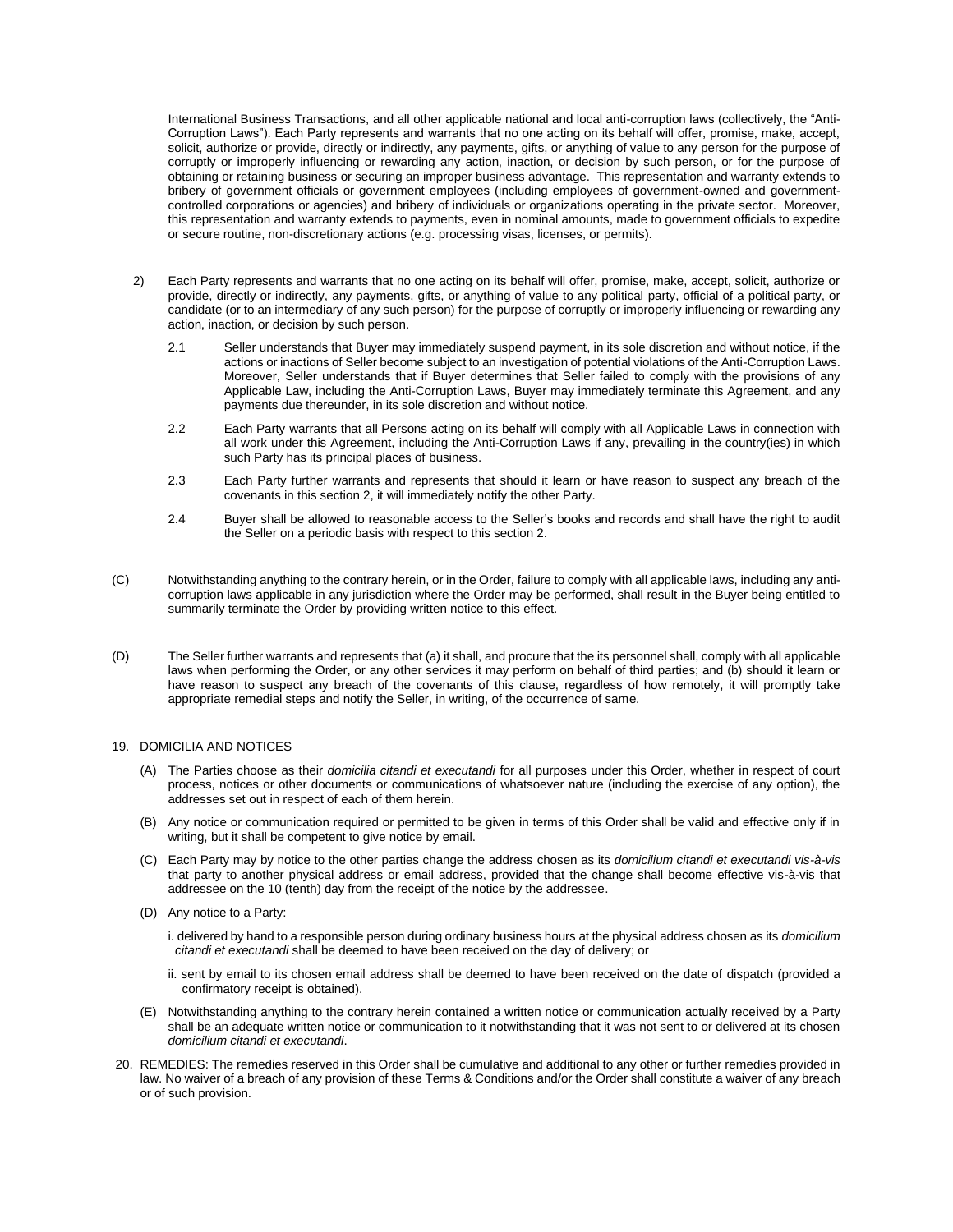International Business Transactions, and all other applicable national and local anti-corruption laws (collectively, the "Anti-Corruption Laws"). Each Party represents and warrants that no one acting on its behalf will offer, promise, make, accept, solicit, authorize or provide, directly or indirectly, any payments, gifts, or anything of value to any person for the purpose of corruptly or improperly influencing or rewarding any action, inaction, or decision by such person, or for the purpose of obtaining or retaining business or securing an improper business advantage. This representation and warranty extends to bribery of government officials or government employees (including employees of government-owned and government-controlled corporations or agencies) and bribery of individuals or organizations operating in the private sector. Moreover, this representation and warranty extends to payments, even in nominal amounts, made to government officials to expedite or secure routine, non-discretionary actions (e.g. processing visas, licenses, or permits).

2) Each Party represents and warrants that no one acting on its behalf will offer, promise, make, accept, solicit, authorize or provide, directly or indirectly, any payments, gifts, or anything of value to any political party, official of a political party, or candidate (or to an intermediary of any such person) for the purpose of corruptly or improperly influencing or rewarding any action, inaction, or decision by such person.

2.1 Seller understands that Buyer may immediately suspend payment, in its sole discretion and without notice, if the actions or inactions of Seller become subject to an investigation of potential violations of the Anti-Corruption Laws. Moreover, Seller understands that if Buyer determines that Seller failed to comply with the provisions of any Applicable Law, including the Anti-Corruption Laws, Buyer may immediately terminate this Agreement, and any payments due thereunder, in its sole discretion and without notice.

2.2 Each Party warrants that all Persons acting on its behalf will comply with all Applicable Laws in connection with all work under this Agreement, including the Anti-Corruption Laws if any, prevailing in the country(ies) in which such Party has its principal places of business.

2.3 Each Party further warrants and represents that should it learn or have reason to suspect any breach of the covenants in this section 2, it will immediately notify the other Party.

2.4 Buyer shall be allowed to reasonable access to the Seller's books and records and shall have the right to audit the Seller on a periodic basis with respect to this section 2.

(C) Notwithstanding anything to the contrary herein, or in the Order, failure to comply with all applicable laws, including any anti-corruption laws applicable in any jurisdiction where the Order may be performed, shall result in the Buyer being entitled to summarily terminate the Order by providing written notice to this effect.

(D) The Seller further warrants and represents that (a) it shall, and procure that the its personnel shall, comply with all applicable laws when performing the Order, or any other services it may perform on behalf of third parties; and (b) should it learn or have reason to suspect any breach of the covenants of this clause, regardless of how remotely, it will promptly take appropriate remedial steps and notify the Seller, in writing, of the occurrence of same.

19. DOMICILIA AND NOTICES

(A) The Parties choose as their *domicilia citandi et executandi* for all purposes under this Order, whether in respect of court process, notices or other documents or communications of whatsoever nature (including the exercise of any option), the addresses set out in respect of each of them herein.

(B) Any notice or communication required or permitted to be given in terms of this Order shall be valid and effective only if in writing, but it shall be competent to give notice by email.

(C) Each Party may by notice to the other parties change the address chosen as its *domicilium citandi et executandi vis-à-vis* that party to another physical address or email address, provided that the change shall become effective vis-à-vis that addressee on the 10 (tenth) day from the receipt of the notice by the addressee.

(D) Any notice to a Party:

i. delivered by hand to a responsible person during ordinary business hours at the physical address chosen as its *domicilium citandi et executandi* shall be deemed to have been received on the day of delivery; or

ii. sent by email to its chosen email address shall be deemed to have been received on the date of dispatch (provided a confirmatory receipt is obtained).

(E) Notwithstanding anything to the contrary herein contained a written notice or communication actually received by a Party shall be an adequate written notice or communication to it notwithstanding that it was not sent to or delivered at its chosen *domicilium citandi et executandi*.

20. REMEDIES: The remedies reserved in this Order shall be cumulative and additional to any other or further remedies provided in law. No waiver of a breach of any provision of these Terms & Conditions and/or the Order shall constitute a waiver of any breach or of such provision.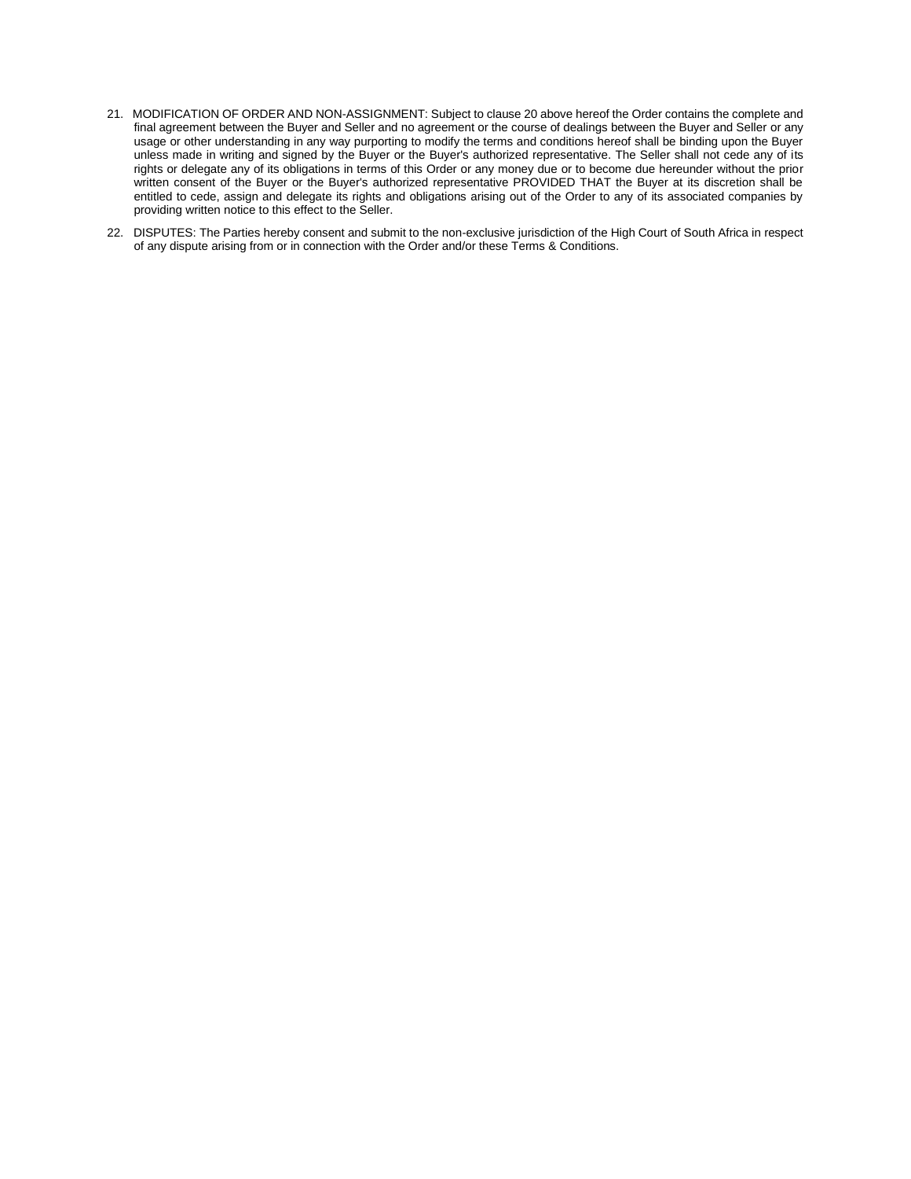21. MODIFICATION OF ORDER AND NON-ASSIGNMENT: Subject to clause 20 above hereof the Order contains the complete and final agreement between the Buyer and Seller and no agreement or the course of dealings between the Buyer and Seller or any usage or other understanding in any way purporting to modify the terms and conditions hereof shall be binding upon the Buyer unless made in writing and signed by the Buyer or the Buyer's authorized representative. The Seller shall not cede any of its rights or delegate any of its obligations in terms of this Order or any money due or to become due hereunder without the prior written consent of the Buyer or the Buyer's authorized representative PROVIDED THAT the Buyer at its discretion shall be entitled to cede, assign and delegate its rights and obligations arising out of the Order to any of its associated companies by providing written notice to this effect to the Seller.

22. DISPUTES: The Parties hereby consent and submit to the non-exclusive jurisdiction of the High Court of South Africa in respect of any dispute arising from or in connection with the Order and/or these Terms & Conditions.